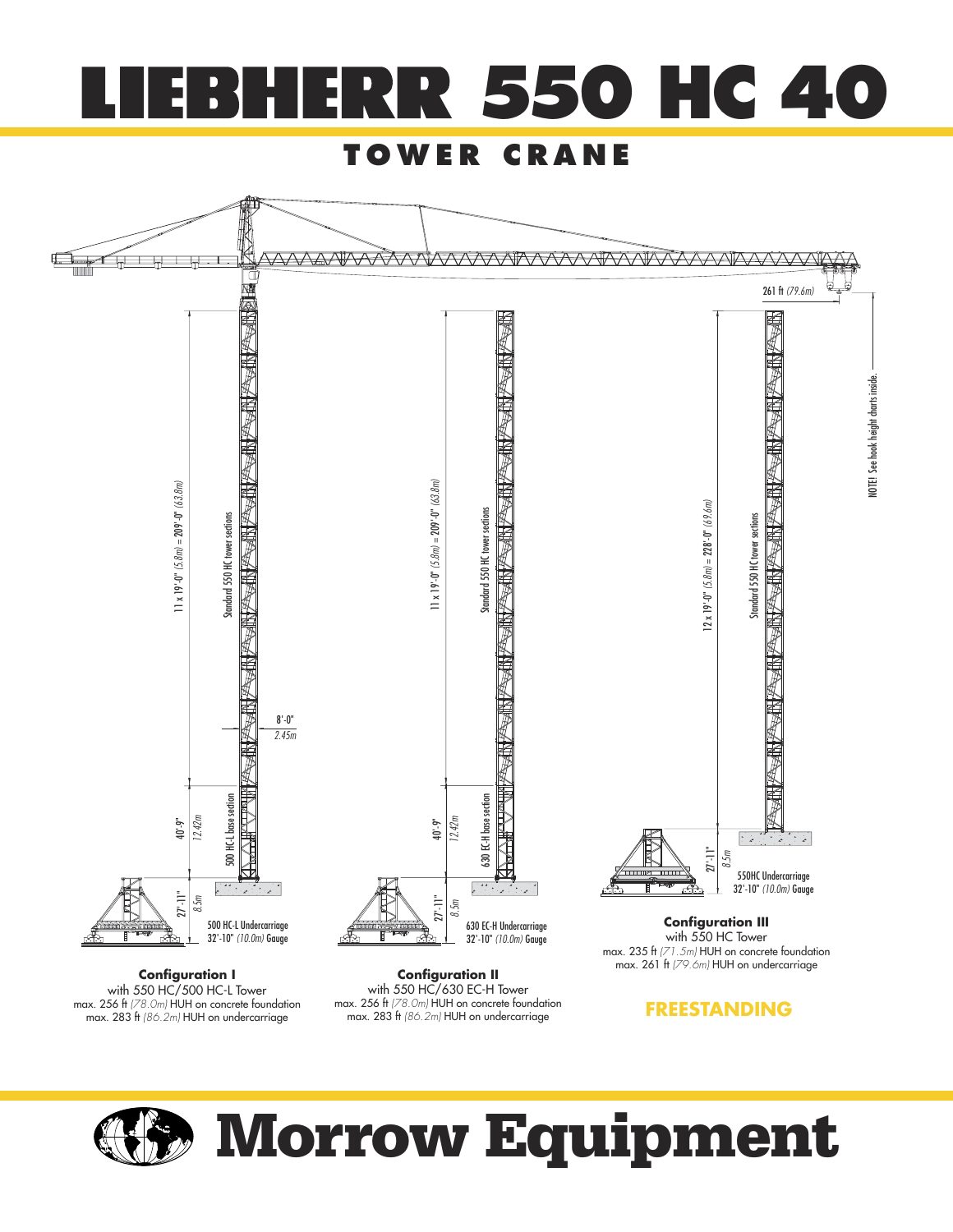# LIEBHERR 550 HC 40

## TOWER CRANE

261 ft *(79.6m)*

NOTE! See hook height charts inside.

11 x 19'-0" *(5.8m)* = 209'-0" *(63.8m)*

Standard 550 HC tower sections

8'-0"
*2.45m*

40'-9"
*12.42m*

500 HC-L base section

27'-11"
*8.5m*

500 HC-L Undercarriage
32'-10" *(10.0m)* Gauge

**Configuration I**
with 550 HC/500 HC-L Tower
max. 256 ft *(78.0m)* HUH on concrete foundation
max. 283 ft *(86.2m)* HUH on undercarriage

11 x 19'-0" *(5.8m)* = 209'-0" *(63.8m)*

Standard 550 HC tower sections

40'-9"
*12.42m*

630 EC-H base section

27'-11"
*8.5m*

630 EC-H Undercarriage
32'-10" *(10.0m)* Gauge

**Configuration II**
with 550 HC/630 EC-H Tower
max. 256 ft *(78.0m)* HUH on concrete foundation
max. 283 ft *(86.2m)* HUH on undercarriage

12 x 19'-0" *(5.8m)* = 228'-0" *(69.6m)*

Standard 550 HC tower sections

27'-11"
*8.5m*

550HC Undercarriage
32'-10" *(10.0m)* Gauge

**Configuration III**
with 550 HC Tower
max. 235 ft *(71.5m)* HUH on concrete foundation
max. 261 ft *(79.6m)* HUH on undercarriage

**FREESTANDING**

# Morrow Equipment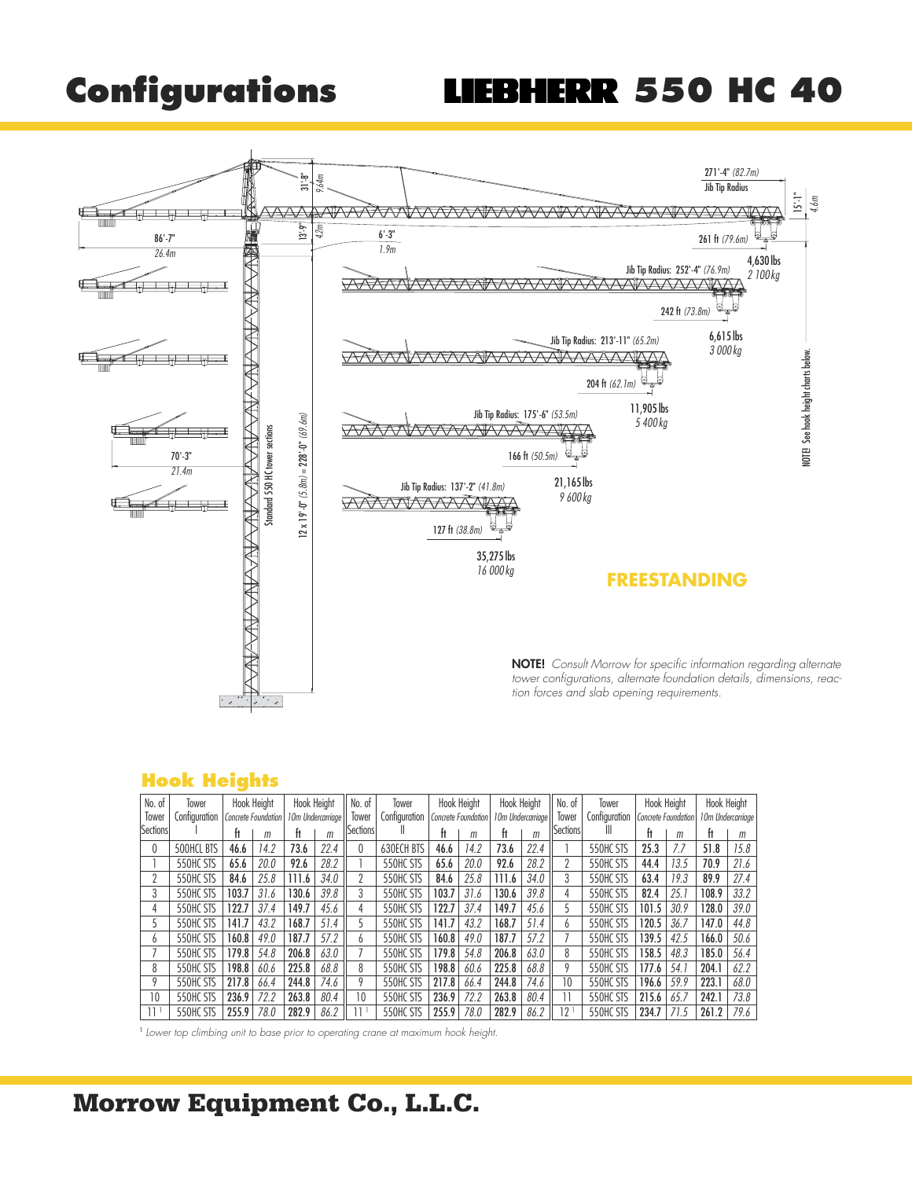# Configurations

# LIEBHERR 550 HC 40

31'-8" *9.64m*

13'-9" *4.2m*

86'-7" *26.4m*

6'-3" *1.9m*

271'-4" *(82.7m)* Jib Tip Radius

15'-1" *4.6m*

261 ft *(79.6m)*

4,630 lbs *2 100 kg*

Jib Tip Radius: 252'-4" *(76.9m)*

242 ft *(73.8m)*

6,615 lbs *3 000 kg*

Jib Tip Radius: 213'-11" *(65.2m)*

204 ft *(62.1m)*

11,905 lbs *5 400 kg*

Jib Tip Radius: 175'-6" *(53.5m)*

166 ft *(50.5m)*

21,165 lbs *9 600 kg*

Jib Tip Radius: 137'-2" *(41.8m)*

127 ft *(38.8m)*

35,275 lbs *16 000 kg*

70'-3" *21.4m*

Standard 550 HC tower sections

12 x 19'-0" *(5.8m)* = 228'-0" *(69.6m)*

NOTE! See hook height charts below.

**FREESTANDING**

**NOTE!** *Consult Morrow for specific information regarding alternate tower configurations, alternate foundation details, dimensions, reaction forces and slab opening requirements.*

## Hook Heights

| No. of Tower Sections | Tower Configuration I | Hook Height *Concrete Foundation* | | Hook Height *10m Undercarriage* | | No. of Tower Sections | Tower Configuration II | Hook Height *Concrete Foundation* | | Hook Height *10m Undercarriage* | | No. of Tower Sections | Tower Configuration III | Hook Height *Concrete Foundation* | | Hook Height *10m Undercarriage* | |
|---|---|---|---|---|---|---|---|---|---|---|---|---|---|---|---|---|---|
| | | ft | m | ft | m | | | ft | m | ft | m | | | ft | m | ft | m |
| 0 | 500HCL BTS | **46.6** | *14.2* | **73.6** | *22.4* | 0 | 630ECH BTS | **46.6** | *14.2* | **73.6** | *22.4* | 1 | 550HC STS | **25.3** | *7.7* | **51.8** | *15.8* |
| 1 | 550HC STS | **65.6** | *20.0* | **92.6** | *28.2* | 1 | 550HC STS | **65.6** | *20.0* | **92.6** | *28.2* | 2 | 550HC STS | **44.4** | *13.5* | **70.9** | *21.6* |
| 2 | 550HC STS | **84.6** | *25.8* | **111.6** | *34.0* | 2 | 550HC STS | **84.6** | *25.8* | **111.6** | *34.0* | 3 | 550HC STS | **63.4** | *19.3* | **89.9** | *27.4* |
| 3 | 550HC STS | **103.7** | *31.6* | **130.6** | *39.8* | 3 | 550HC STS | **103.7** | *31.6* | **130.6** | *39.8* | 4 | 550HC STS | **82.4** | *25.1* | **108.9** | *33.2* |
| 4 | 550HC STS | **122.7** | *37.4* | **149.7** | *45.6* | 4 | 550HC STS | **122.7** | *37.4* | **149.7** | *45.6* | 5 | 550HC STS | **101.5** | *30.9* | **128.0** | *39.0* |
| 5 | 550HC STS | **141.7** | *43.2* | **168.7** | *51.4* | 5 | 550HC STS | **141.7** | *43.2* | **168.7** | *51.4* | 6 | 550HC STS | **120.5** | *36.7* | **147.0** | *44.8* |
| 6 | 550HC STS | **160.8** | *49.0* | **187.7** | *57.2* | 6 | 550HC STS | **160.8** | *49.0* | **187.7** | *57.2* | 7 | 550HC STS | **139.5** | *42.5* | **166.0** | *50.6* |
| 7 | 550HC STS | **179.8** | *54.8* | **206.8** | *63.0* | 7 | 550HC STS | **179.8** | *54.8* | **206.8** | *63.0* | 8 | 550HC STS | **158.5** | *48.3* | **185.0** | *56.4* |
| 8 | 550HC STS | **198.8** | *60.6* | **225.8** | *68.8* | 8 | 550HC STS | **198.8** | *60.6* | **225.8** | *68.8* | 9 | 550HC STS | **177.6** | *54.1* | **204.1** | *62.2* |
| 9 | 550HC STS | **217.8** | *66.4* | **244.8** | *74.6* | 9 | 550HC STS | **217.8** | *66.4* | **244.8** | *74.6* | 10 | 550HC STS | **196.6** | *59.9* | **223.1** | *68.0* |
| 10 | 550HC STS | **236.9** | *72.2* | **263.8** | *80.4* | 10 | 550HC STS | **236.9** | *72.2* | **263.8** | *80.4* | 11 | 550HC STS | **215.6** | *65.7* | **242.1** | *73.8* |
| 11 [1] | 550HC STS | **255.9** | *78.0* | **282.9** | *86.2* | 11 [1] | 550HC STS | **255.9** | *78.0* | **282.9** | *86.2* | 12 [1] | 550HC STS | **234.7** | *71.5* | **261.2** | *79.6* |

[1] *Lower top climbing unit to base prior to operating crane at maximum hook height.*

**Morrow Equipment Co., L.L.C.**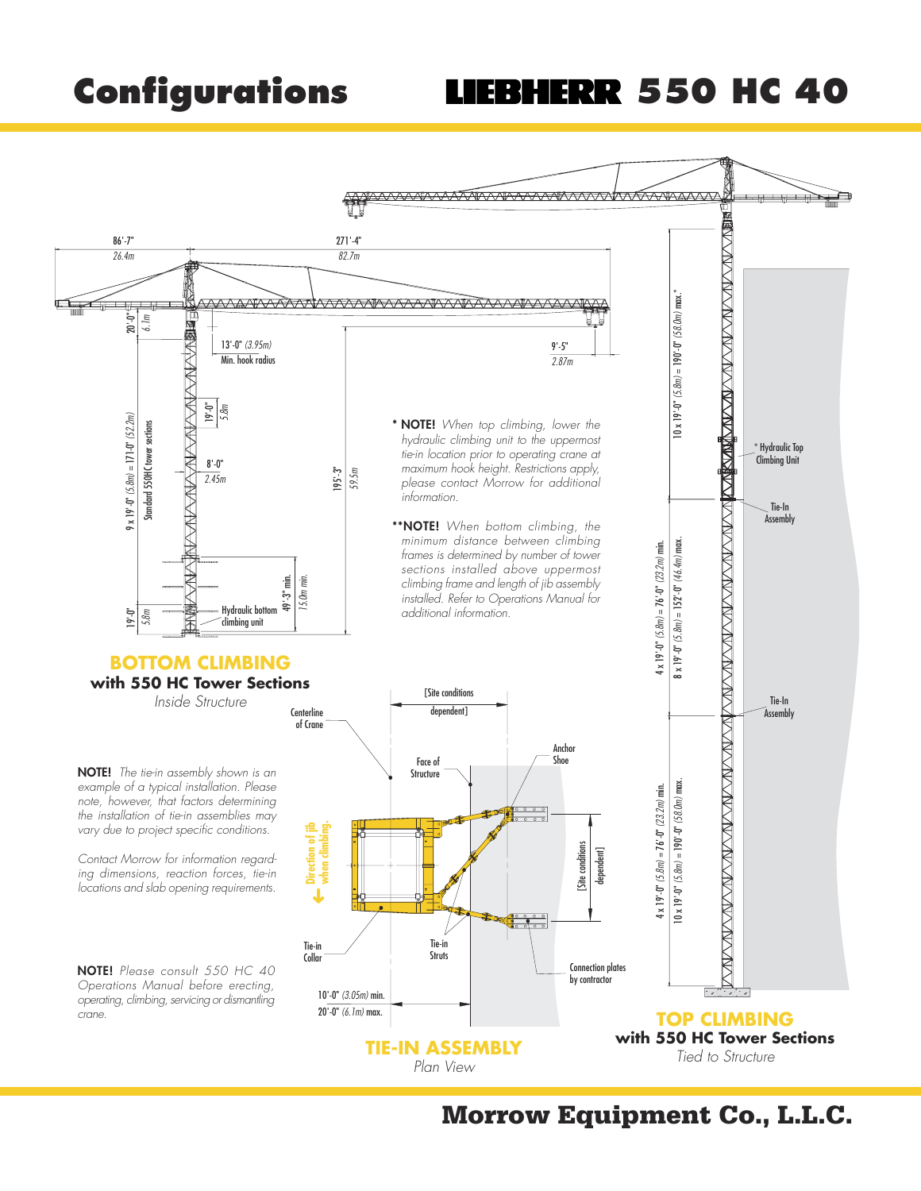# Configurations

# LIEBHERR 550 HC 40

86'-7" *26.4m*

271'-4" *82.7m*

20'-0" *6.1m*

13'-0" *(3.95m)* Min. hook radius

9'-5" *2.87m*

19'-0" *5.8m*

8'-0" *2.45m*

9 x 19'-0" *(5.8m)* = 171'-0" *(52.2m)* Standard 550HC tower sections

195'-3" *59.5m*

49'-3" min. *15.0m min.*

19'-0" *5.8m*

Hydraulic bottom climbing unit

**\* NOTE!** *When top climbing, lower the hydraulic climbing unit to the uppermost tie-in location prior to operating crane at maximum hook height. Restrictions apply, please contact Morrow for additional information.*

**\*\*NOTE!** *When bottom climbing, the minimum distance between climbing frames is determined by number of tower sections installed above uppermost climbing frame and length of jib assembly installed. Refer to Operations Manual for additional information.*

10 x 19'-0" *(5.8m)* = 190'-0" *(58.0m)* max.\*

\* Hydraulic Top Climbing Unit

Tie-In Assembly

4 x 19'-0" *(5.8m)* = 76'-0" *(23.2m)* min.

8 x 19'-0" *(5.8m)* = 152'-0" *(46.4m)* max.

Tie-In Assembly

4 x 19'-0" *(5.8m)* = 76'-0" *(23.2m)* min.

10 x 19'-0" *(5.8m)* = 190'-0" *(58.0m)* max.

## BOTTOM CLIMBING

### with 550 HC Tower Sections

*Inside Structure*

**NOTE!** *The tie-in assembly shown is an example of a typical installation. Please note, however, that factors determining the installation of tie-in assemblies may vary due to project specific conditions.*

*Contact Morrow for information regarding dimensions, reaction forces, tie-in locations and slab opening requirements.*

**NOTE!** *Please consult 550 HC 40 Operations Manual before erecting, operating, climbing, servicing or dismantling crane.*

Centerline of Crane

[Site conditions dependent]

Face of Structure

Anchor Shoe

Direction of jib when climbing.

[Site conditions dependent]

Tie-in Collar

Tie-in Struts

Connection plates by contractor

10'-0" *(3.05m)* min.
20'-0" *(6.1m)* max.

## TIE-IN ASSEMBLY

*Plan View*

## TOP CLIMBING

### with 550 HC Tower Sections

*Tied to Structure*

**Morrow Equipment Co., L.L.C.**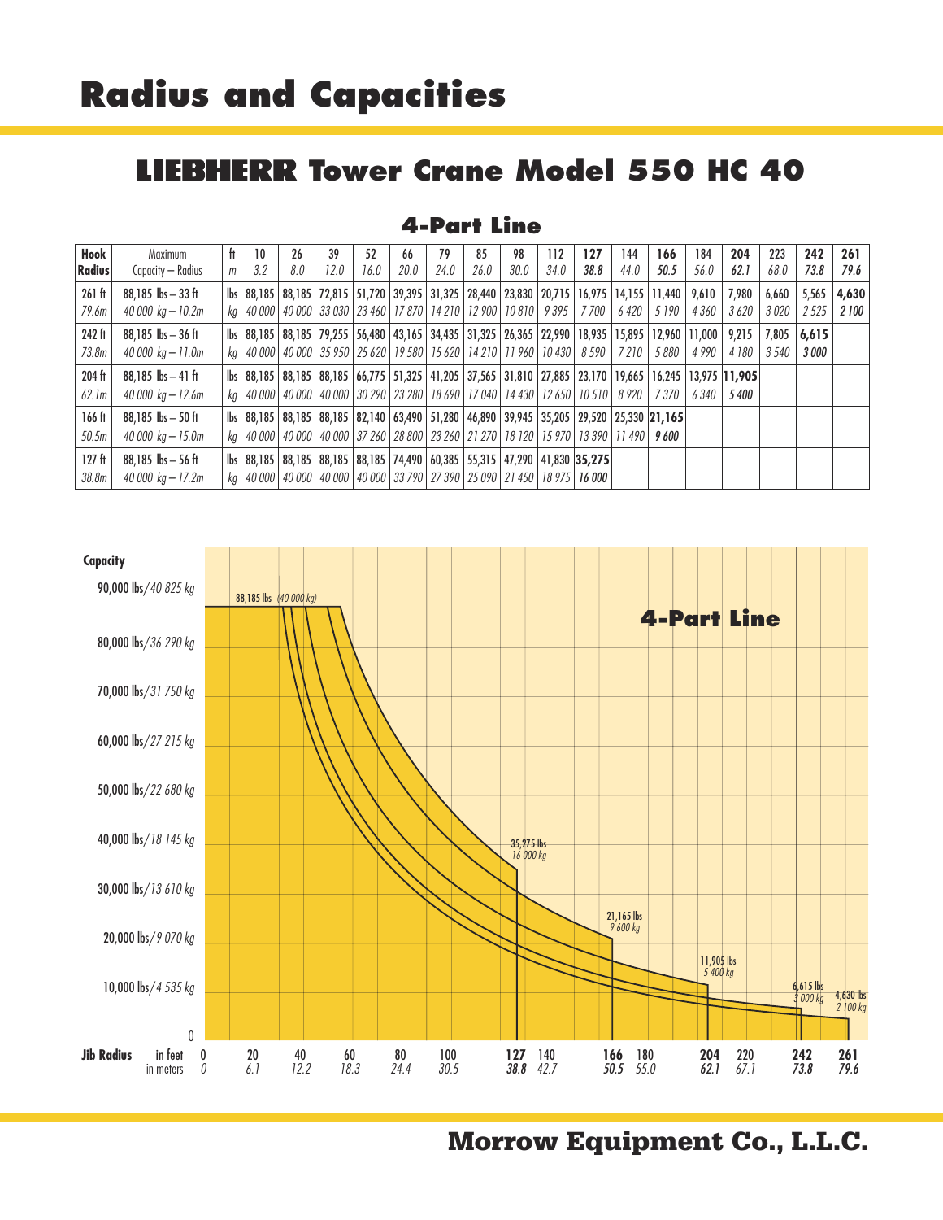# Radius and Capacities

## LIEBHERR Tower Crane Model 550 HC 40

### 4-Part Line

| Hook Radius | Maximum Capacity – Radius | ft / m | 10 / 3.2 | 26 / 8.0 | 39 / 12.0 | 52 / 16.0 | 66 / 20.0 | 79 / 24.0 | 85 / 26.0 | 98 / 30.0 | 112 / 34.0 | 127 / 38.8 | 144 / 44.0 | 166 / 50.5 | 184 / 56.0 | 204 / 62.1 | 223 / 68.0 | 242 / 73.8 | 261 / 79.6 |
|---|---|---|---|---|---|---|---|---|---|---|---|---|---|---|---|---|---|---|---|
| 261 ft / 79.6m | 88,185 lbs – 33 ft / 40 000 kg – 10.2m | lbs / kg | 88,185 / 40 000 | 88,185 / 40 000 | 72,815 / 33 030 | 51,720 / 23 460 | 39,395 / 17 870 | 31,325 / 14 210 | 28,440 / 12 900 | 23,830 / 10 810 | 20,715 / 9 395 | 16,975 / 7 700 | 14,155 / 6 420 | 11,440 / 5 190 | 9,610 / 4 360 | 7,980 / 3 620 | 6,660 / 3 020 | 5,565 / 2 525 | **4,630** / **2 100** |
| 242 ft / 73.8m | 88,185 lbs – 36 ft / 40 000 kg – 11.0m | lbs / kg | 88,185 / 40 000 | 88,185 / 40 000 | 79,255 / 35 950 | 56,480 / 25 620 | 43,165 / 19 580 | 34,435 / 15 620 | 31,325 / 14 210 | 26,365 / 11 960 | 22,990 / 10 430 | 18,935 / 8 590 | 15,895 / 7 210 | 12,960 / 5 880 | 11,000 / 4 990 | 9,215 / 4 180 | 7,805 / 3 540 | **6,615** / **3 000** | |
| 204 ft / 62.1m | 88,185 lbs – 41 ft / 40 000 kg – 12.6m | lbs / kg | 88,185 / 40 000 | 88,185 / 40 000 | 88,185 / 40 000 | 66,775 / 30 290 | 51,325 / 23 280 | 41,205 / 18 690 | 37,565 / 17 040 | 31,810 / 14 430 | 27,885 / 12 650 | 23,170 / 10 510 | 19,665 / 8 920 | 16,245 / 7 370 | 13,975 / 6 340 | **11,905** / **5 400** | | | |
| 166 ft / 50.5m | 88,185 lbs – 50 ft / 40 000 kg – 15.0m | lbs / kg | 88,185 / 40 000 | 88,185 / 40 000 | 88,185 / 40 000 | 82,140 / 37 260 | 63,490 / 28 800 | 51,280 / 23 260 | 46,890 / 21 270 | 39,945 / 18 120 | 35,205 / 15 970 | 29,520 / 13 390 | 25,330 / 11 490 | **21,165** / **9 600** | | | | | |
| 127 ft / 38.8m | 88,185 lbs – 56 ft / 40 000 kg – 17.2m | lbs / kg | 88,185 / 40 000 | 88,185 / 40 000 | 88,185 / 40 000 | 88,185 / 40 000 | 74,490 / 33 790 | 60,385 / 27 390 | 55,315 / 25 090 | 47,290 / 21 450 | 41,830 / 18 975 | **35,275** / **16 000** | | | | | | | |

Capacity: 90,000 lbs/40 825 kg; 80,000 lbs/36 290 kg; 70,000 lbs/31 750 kg; 60,000 lbs/27 215 kg; 50,000 lbs/22 680 kg; 40,000 lbs/18 145 kg; 30,000 lbs/13 610 kg; 20,000 lbs/9 070 kg; 10,000 lbs/4 535 kg; 0

4-Part Line

88,185 lbs (40 000 kg) — 35,275 lbs 16 000 kg — 21,165 lbs 9 600 kg — 11,905 lbs 5 400 kg — 6,615 lbs 3 000 kg — 4,630 lbs 2 100 kg

Jib Radius in feet: 0, 20, 40, 60, 80, 100, **127**, 140, **166**, 180, **204**, 220, **242**, **261**
in meters: 0, 6.1, 12.2, 18.3, 24.4, 30.5, **38.8**, 42.7, **50.5**, 55.0, **62.1**, 67.1, **73.8**, **79.6**

**Morrow Equipment Co., L.L.C.**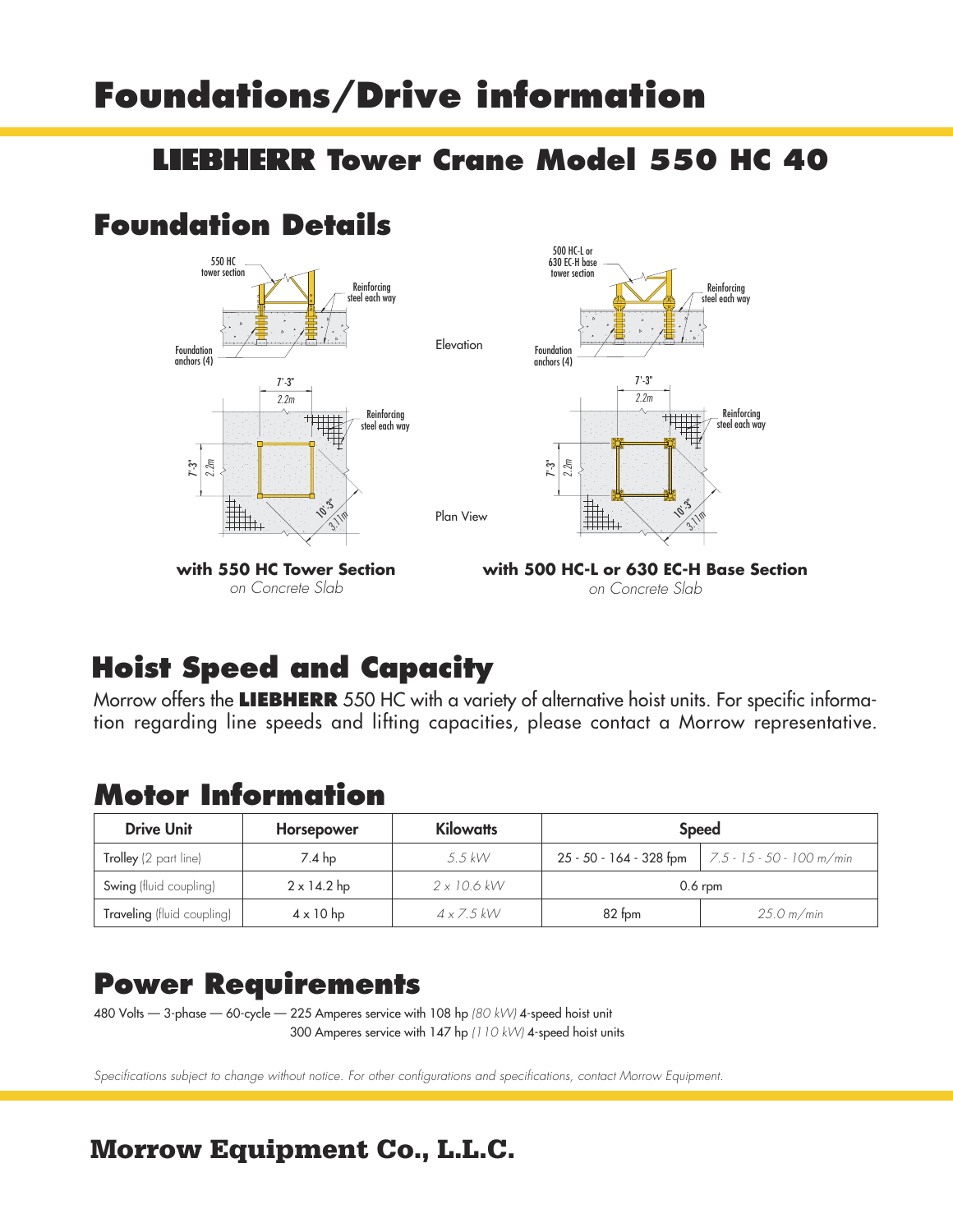# Foundations/Drive information

## LIEBHERR Tower Crane Model 550 HC 40

## Foundation Details

550 HC tower section

Reinforcing steel each way

Foundation anchors (4)

Elevation

500 HC-L or 630 EC-H base tower section

Reinforcing steel each way

Foundation anchors (4)

7'-3" 2.2m

Reinforcing steel each way

7'-3" 2.2m

10'-3" 3.11m

Plan View

7'-3" 2.2m

Reinforcing steel each way

7'-3" 2.2m

10'-3" 3.11m

**with 550 HC Tower Section**
*on Concrete Slab*

**with 500 HC-L or 630 EC-H Base Section**
*on Concrete Slab*

## Hoist Speed and Capacity

Morrow offers the **LIEBHERR** 550 HC with a variety of alternative hoist units. For specific information regarding line speeds and lifting capacities, please contact a Morrow representative.

## Motor Information

| Drive Unit | Horsepower | Kilowatts | Speed | |
|---|---|---|---|---|
| Trolley (2 part line) | 7.4 hp | *5.5 kW* | 25 - 50 - 164 - 328 fpm | *7.5 - 15 - 50 - 100 m/min* |
| Swing (fluid coupling) | 2 x 14.2 hp | *2 x 10.6 kW* | 0.6 rpm | |
| Traveling (fluid coupling) | 4 x 10 hp | *4 x 7.5 kW* | 82 fpm | *25.0 m/min* |

## Power Requirements

480 Volts — 3-phase — 60-cycle — 225 Amperes service with 108 hp *(80 kW)* 4-speed hoist unit
300 Amperes service with 147 hp *(110 kW)* 4-speed hoist units

*Specifications subject to change without notice. For other configurations and specifications, contact Morrow Equipment.*

**Morrow Equipment Co., L.L.C.**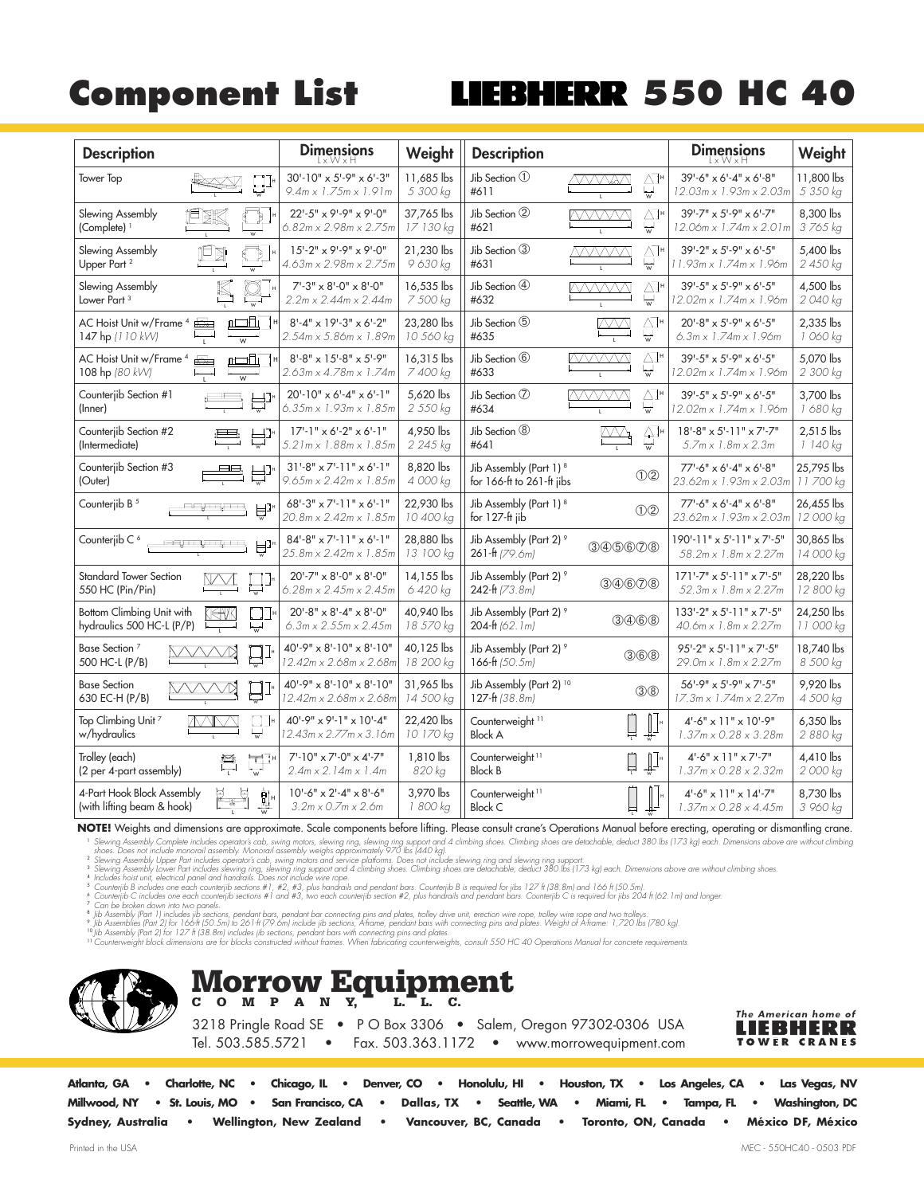# Component List

# LIEBHERR 550 HC 40

| Description | Dimensions L x W x H | Weight | Description | Dimensions L x W x H | Weight |
|---|---|---|---|---|---|
| Tower Top | 30'-10" x 5'-9" x 6'-3"<br>*9.4m x 1.75m x 1.91m* | 11,685 lbs<br>*5 300 kg* | Jib Section ① #611 | 39'-6" x 6'-4" x 6'-8"<br>*12.03m x 1.93m x 2.03m* | 11,800 lbs<br>*5 350 kg* |
| Slewing Assembly (Complete) [1] | 22'-5" x 9'-9" x 9'-0"<br>*6.82m x 2.98m x 2.75m* | 37,765 lbs<br>*17 130 kg* | Jib Section ② #621 | 39'-7" x 5'-9" x 6'-7"<br>*12.06m x 1.74m x 2.01m* | 8,300 lbs<br>*3 765 kg* |
| Slewing Assembly Upper Part [2] | 15'-2" x 9'-9" x 9'-0"<br>*4.63m x 2.98m x 2.75m* | 21,230 lbs<br>*9 630 kg* | Jib Section ③ #631 | 39'-2" x 5'-9" x 6'-5"<br>*11.93m x 1.74m x 1.96m* | 5,400 lbs<br>*2 450 kg* |
| Slewing Assembly Lower Part [3] | 7'-3" x 8'-0" x 8'-0"<br>*2.2m x 2.44m x 2.44m* | 16,535 lbs<br>*7 500 kg* | Jib Section ④ #632 | 39'-5" x 5'-9" x 6'-5"<br>*12.02m x 1.74m x 1.96m* | 4,500 lbs<br>*2 040 kg* |
| AC Hoist Unit w/Frame [4] 147 hp *(110 kW)* | 8'-4" x 19'-3" x 6'-2"<br>*2.54m x 5.86m x 1.89m* | 23,280 lbs<br>*10 560 kg* | Jib Section ⑤ #635 | 20'-8" x 5'-9" x 6'-5"<br>*6.3m x 1.74m x 1.96m* | 2,335 lbs<br>*1 060 kg* |
| AC Hoist Unit w/Frame [4] 108 hp *(80 kW)* | 8'-8" x 15'-8" x 5'-9"<br>*2.63m x 4.78m x 1.74m* | 16,315 lbs<br>*7 400 kg* | Jib Section ⑥ #633 | 39'-5" x 5'-9" x 6'-5"<br>*12.02m x 1.74m x 1.96m* | 5,070 lbs<br>*2 300 kg* |
| Counterjib Section #1 (Inner) | 20'-10" x 6'-4" x 6'-1"<br>*6.35m x 1.93m x 1.85m* | 5,620 lbs<br>*2 550 kg* | Jib Section ⑦ #634 | 39'-5" x 5'-9" x 6'-5"<br>*12.02m x 1.74m x 1.96m* | 3,700 lbs<br>*1 680 kg* |
| Counterjib Section #2 (Intermediate) | 17'-1" x 6'-2" x 6'-1"<br>*5.21m x 1.88m x 1.85m* | 4,950 lbs<br>*2 245 kg* | Jib Section ⑧ #641 | 18'-8" x 5'-11" x 7'-7"<br>*5.7m x 1.8m x 2.3m* | 2,515 lbs<br>*1 140 kg* |
| Counterjib Section #3 (Outer) | 31'-8" x 7'-11" x 6'-1"<br>*9.65m x 2.42m x 1.85m* | 8,820 lbs<br>*4 000 kg* | Jib Assembly (Part 1) [8] for 166-ft to 261-ft jibs ①② | 77'-6" x 6'-4" x 6'-8"<br>*23.62m x 1.93m x 2.03m* | 25,795 lbs<br>*11 700 kg* |
| Counterjib B [5] | 68'-3" x 7'-11" x 6'-1"<br>*20.8m x 2.42m x 1.85m* | 22,930 lbs<br>*10 400 kg* | Jib Assembly (Part 1) [8] for 127-ft jib ①② | 77'-6" x 6'-4" x 6'-8"<br>*23.62m x 1.93m x 2.03m* | 26,455 lbs<br>*12 000 kg* |
| Counterjib C [6] | 84'-8" x 7'-11" x 6'-1"<br>*25.8m x 2.42m x 1.85m* | 28,880 lbs<br>*13 100 kg* | Jib Assembly (Part 2) [9] 261-ft *(79.6m)* ③④⑤⑥⑦⑧ | 190'-11" x 5'-11" x 7'-5"<br>*58.2m x 1.8m x 2.27m* | 30,865 lbs<br>*14 000 kg* |
| Standard Tower Section 550 HC (Pin/Pin) | 20'-7" x 8'-0" x 8'-0"<br>*6.28m x 2.45m x 2.45m* | 14,155 lbs<br>*6 420 kg* | Jib Assembly (Part 2) [9] 242-ft *(73.8m)* ③④⑥⑦⑧ | 171'-7" x 5'-11" x 7'-5"<br>*52.3m x 1.8m x 2.27m* | 28,220 lbs<br>*12 800 kg* |
| Bottom Climbing Unit with hydraulics 500 HC-L (P/P) | 20'-8" x 8'-4" x 8'-0"<br>*6.3m x 2.55m x 2.45m* | 40,940 lbs<br>*18 570 kg* | Jib Assembly (Part 2) [9] 204-ft *(62.1m)* ③④⑥⑧ | 133'-2" x 5'-11" x 7'-5"<br>*40.6m x 1.8m x 2.27m* | 24,250 lbs<br>*11 000 kg* |
| Base Section [7] 500 HC-L (P/B) | 40'-9" x 8'-10" x 8'-10"<br>*12.42m x 2.68m x 2.68m* | 40,125 lbs<br>*18 200 kg* | Jib Assembly (Part 2) [9] 166-ft *(50.5m)* ③⑥⑧ | 95'-2" x 5'-11" x 7'-5"<br>*29.0m x 1.8m x 2.27m* | 18,740 lbs<br>*8 500 kg* |
| Base Section 630 EC-H (P/B) | 40'-9" x 8'-10" x 8'-10"<br>*12.42m x 2.68m x 2.68m* | 31,965 lbs<br>*14 500 kg* | Jib Assembly (Part 2) [10] 127-ft *(38.8m)* ③⑧ | 56'-9" x 5'-9" x 7'-5"<br>*17.3m x 1.74m x 2.27m* | 9,920 lbs<br>*4 500 kg* |
| Top Climbing Unit [7] w/hydraulics | 40'-9" x 9'-1" x 10'-4"<br>*12.43m x 2.77m x 3.16m* | 22,420 lbs<br>*10 170 kg* | Counterweight [11] Block A | 4'-6" x 11" x 10'-9"<br>*1.37m x 0.28 x 3.28m* | 6,350 lbs<br>*2 880 kg* |
| Trolley (each) (2 per 4-part assembly) | 7'-10" x 7'-0" x 4'-7"<br>*2.4m x 2.14m x 1.4m* | 1,810 lbs<br>*820 kg* | Counterweight [11] Block B | 4'-6" x 11" x 7'-7"<br>*1.37m x 0.28 x 2.32m* | 4,410 lbs<br>*2 000 kg* |
| 4-Part Hook Block Assembly (with lifting beam & hook) | 10'-6" x 2'-4" x 8'-6"<br>*3.2m x 0.7m x 2.6m* | 3,970 lbs<br>*1 800 kg* | Counterweight [11] Block C | 4'-6" x 11" x 14'-7"<br>*1.37m x 0.28 x 4.45m* | 8,730 lbs<br>*3 960 kg* |

**NOTE!** Weights and dimensions are approximate. Scale components before lifting. Please consult crane's Operations Manual before erecting, operating or dismantling crane.

*[1] Slewing Assembly Complete includes operator's cab, swing motors, slewing ring, slewing ring support and 4 climbing shoes. Climbing shoes are detachable; deduct 380 lbs (173 kg) each. Dimensions above are without climbing shoes. Does not include monorail assembly. Monorail assembly weighs approximately 970 lbs (440 kg).*
*[2] Slewing Assembly Upper Part includes operator's cab, swing motors and service platforms. Does not include slewing ring and slewing ring support.*
*[3] Slewing Assembly Lower Part includes slewing ring, slewing ring support and 4 climbing shoes. Climbing shoes are detachable; deduct 380 lbs (173 kg) each. Dimensions above are without climbing shoes.*
*[4] Includes hoist unit, electrical panel and handrails. Does not include wire rope.*
*[5] Counterjib B includes one each counterjib sections #1, #2, #3, plus handrails and pendant bars. Counterjib B is required for jibs 127 ft (38.8m) and 166 ft (50.5m).*
*[6] Counterjib C includes one each counterjib sections #1 and #3, two each counterjib section #2, plus handrails and pendant bars. Counterjib C is required for jibs 204 ft (62.1m) and longer.*
*[7] Can be broken down into two panels.*
*[8] Jib Assembly (Part 1) includes jib sections, pendant bars, pendant bar connecting pins and plates, trolley drive unit, erection wire rope, trolley wire rope and two trolleys.*
*[9] Jib Assemblies (Part 2) for 166-ft (50.5m) to 261-ft (79.6m) include jib sections, A-frame, pendant bars with connecting pins and plates. Weight of A-frame: 1,720 lbs (780 kg).*
*[10] Jib Assembly (Part 2) for 127 ft (38.8m) includes jib sections, pendant bars with connecting pins and plates.*
*[11] Counterweight block dimensions are for blocks constructed without frames. When fabricating counterweights, consult 550 HC 40 Operations Manual for concrete requirements.*

**Morrow Equipment COMPANY, L.L.C.**

3218 Pringle Road SE • P O Box 3306 • Salem, Oregon 97302-0306 USA
Tel. 503.585.5721 • Fax. 503.363.1172 • www.morrowequipment.com

The American home of LIEBHERR TOWER CRANES

**Atlanta, GA • Charlotte, NC • Chicago, IL • Denver, CO • Honolulu, HI • Houston, TX • Los Angeles, CA • Las Vegas, NV**
**Millwood, NY • St. Louis, MO • San Francisco, CA • Dallas, TX • Seattle, WA • Miami, FL • Tampa, FL • Washington, DC**
**Sydney, Australia • Wellington, New Zealand • Vancouver, BC, Canada • Toronto, ON, Canada • México DF, México**

Printed in the USA

MEC - 550HC40 - 0503 PDF